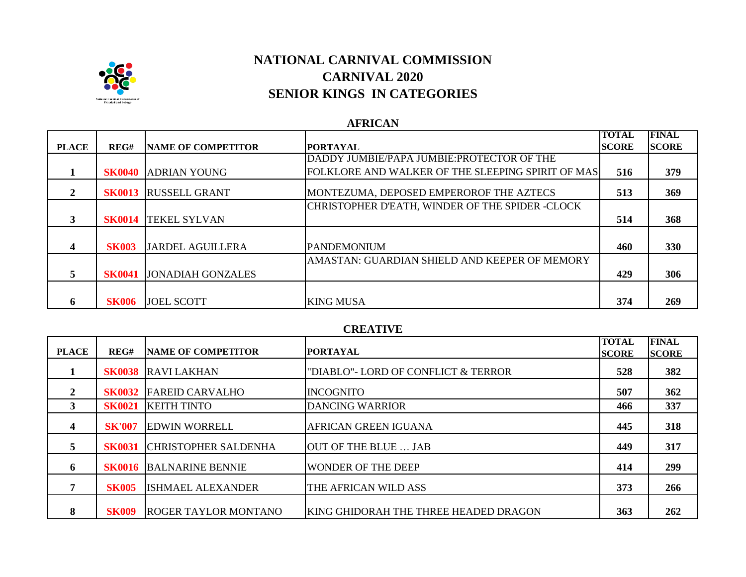# NATIONAL CARNIVAL COMMISSION
## CARNIVAL 2020
## SENIOR KINGS IN CATEGORIES

### AFRICAN

| PLACE | REG# | NAME OF COMPETITOR | PORTAYAL | TOTAL SCORE | FINAL SCORE |
|---|---|---|---|---|---|
| 1 | SK0040 | ADRIAN YOUNG | DADDY JUMBIE/PAPA JUMBIE:PROTECTOR OF THE FOLKLORE AND WALKER OF THE SLEEPING SPIRIT OF MAS | 516 | 379 |
| 2 | SK0013 | RUSSELL GRANT | MONTEZUMA, DEPOSED EMPEROROF THE AZTECS | 513 | 369 |
| 3 | SK0014 | TEKEL SYLVAN | CHRISTOPHER D'EATH, WINDER OF THE SPIDER -CLOCK | 514 | 368 |
| 4 | SK003 | JARDEL AGUILLERA | PANDEMONIUM | 460 | 330 |
| 5 | SK0041 | JONADIAH GONZALES | AMASTAN: GUARDIAN SHIELD AND KEEPER OF MEMORY | 429 | 306 |
| 6 | SK006 | JOEL SCOTT | KING MUSA | 374 | 269 |

### CREATIVE

| PLACE | REG# | NAME OF COMPETITOR | PORTAYAL | TOTAL SCORE | FINAL SCORE |
|---|---|---|---|---|---|
| 1 | SK0038 | RAVI LAKHAN | "DIABLO"- LORD OF CONFLICT & TERROR | 528 | 382 |
| 2 | SK0032 | FAREID CARVALHO | INCOGNITO | 507 | 362 |
| 3 | SK0021 | KEITH TINTO | DANCING WARRIOR | 466 | 337 |
| 4 | SK'007 | EDWIN WORRELL | AFRICAN GREEN IGUANA | 445 | 318 |
| 5 | SK0031 | CHRISTOPHER SALDENHA | OUT OF THE BLUE … JAB | 449 | 317 |
| 6 | SK0016 | BALNARINE BENNIE | WONDER OF THE DEEP | 414 | 299 |
| 7 | SK005 | ISHMAEL ALEXANDER | THE AFRICAN WILD ASS | 373 | 266 |
| 8 | SK009 | ROGER TAYLOR MONTANO | KING GHIDORAH THE THREE HEADED DRAGON | 363 | 262 |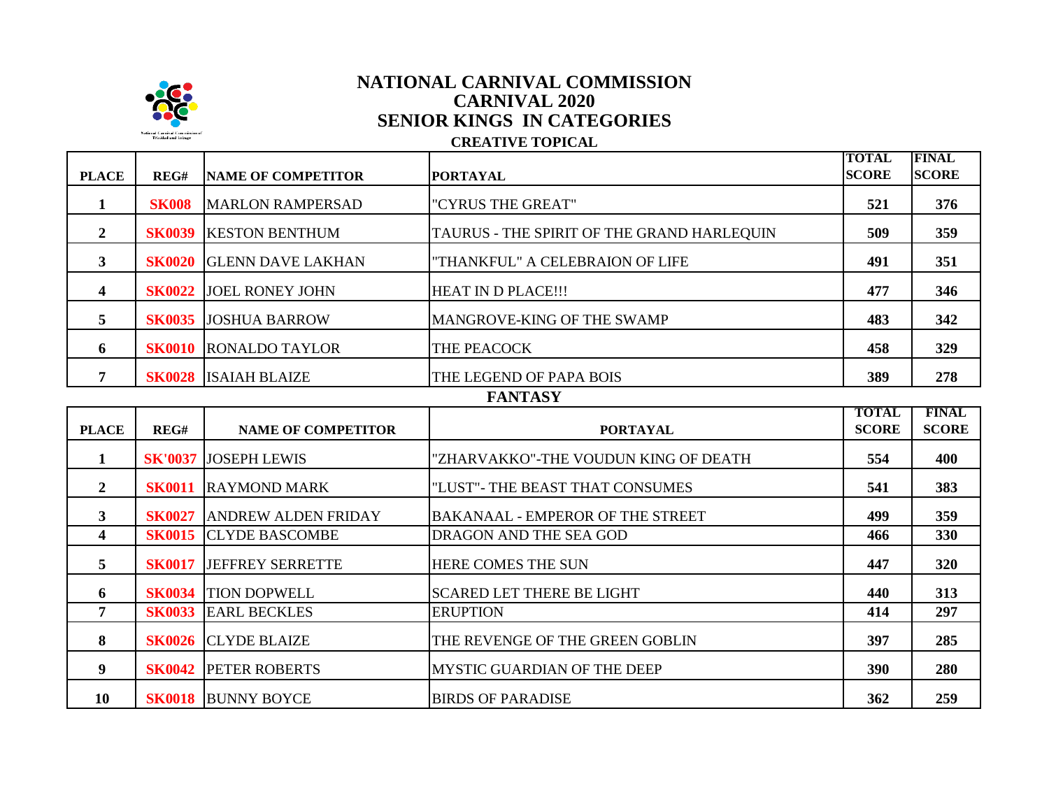# NATIONAL CARNIVAL COMMISSION
# CARNIVAL 2020
# SENIOR KINGS IN CATEGORIES

## CREATIVE TOPICAL

| PLACE | REG# | NAME OF COMPETITOR | PORTAYAL | TOTAL SCORE | FINAL SCORE |
|---|---|---|---|---|---|
| 1 | SK008 | MARLON RAMPERSAD | "CYRUS THE GREAT" | 521 | 376 |
| 2 | SK0039 | KESTON BENTHUM | TAURUS - THE SPIRIT OF THE GRAND HARLEQUIN | 509 | 359 |
| 3 | SK0020 | GLENN DAVE LAKHAN | "THANKFUL" A CELEBRAION OF LIFE | 491 | 351 |
| 4 | SK0022 | JOEL RONEY JOHN | HEAT IN D PLACE!!! | 477 | 346 |
| 5 | SK0035 | JOSHUA BARROW | MANGROVE-KING OF THE SWAMP | 483 | 342 |
| 6 | SK0010 | RONALDO TAYLOR | THE PEACOCK | 458 | 329 |
| 7 | SK0028 | ISAIAH BLAIZE | THE LEGEND OF PAPA BOIS | 389 | 278 |

## FANTASY

| PLACE | REG# | NAME OF COMPETITOR | PORTAYAL | TOTAL SCORE | FINAL SCORE |
|---|---|---|---|---|---|
| 1 | SK'0037 | JOSEPH LEWIS | "ZHARVAKKO"-THE VOUDUN KING OF DEATH | 554 | 400 |
| 2 | SK0011 | RAYMOND MARK | "LUST"- THE BEAST THAT CONSUMES | 541 | 383 |
| 3 | SK0027 | ANDREW ALDEN FRIDAY | BAKANAAL - EMPEROR OF THE STREET | 499 | 359 |
| 4 | SK0015 | CLYDE BASCOMBE | DRAGON AND THE SEA GOD | 466 | 330 |
| 5 | SK0017 | JEFFREY SERRETTE | HERE COMES THE SUN | 447 | 320 |
| 6 | SK0034 | TION DOPWELL | SCARED LET THERE BE LIGHT | 440 | 313 |
| 7 | SK0033 | EARL BECKLES | ERUPTION | 414 | 297 |
| 8 | SK0026 | CLYDE BLAIZE | THE REVENGE OF THE GREEN GOBLIN | 397 | 285 |
| 9 | SK0042 | PETER ROBERTS | MYSTIC GUARDIAN OF THE DEEP | 390 | 280 |
| 10 | SK0018 | BUNNY BOYCE | BIRDS OF PARADISE | 362 | 259 |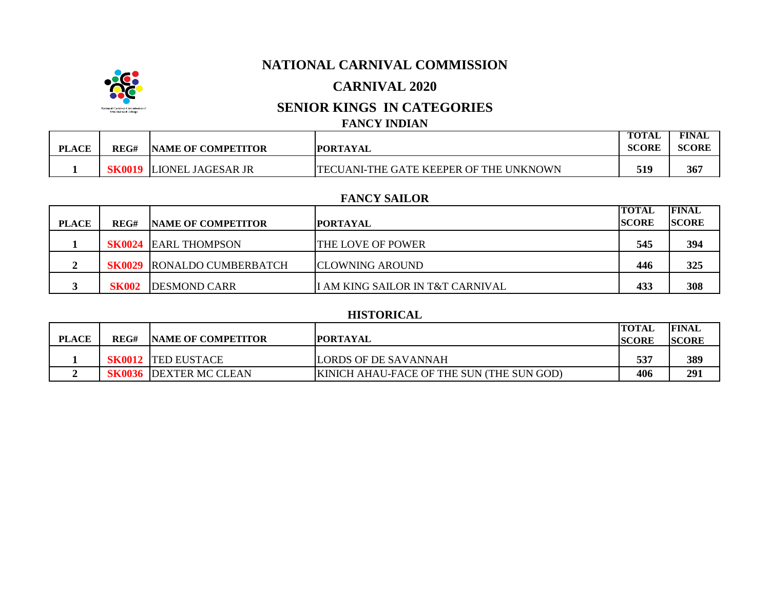# NATIONAL CARNIVAL COMMISSION

## CARNIVAL 2020

## SENIOR KINGS IN CATEGORIES

### FANCY INDIAN

| PLACE | REG# | NAME OF COMPETITOR | PORTAYAL | TOTAL SCORE | FINAL SCORE |
|---|---|---|---|---|---|
| 1 | SK0019 | LIONEL JAGESAR JR | TECUANI-THE GATE KEEPER OF THE UNKNOWN | 519 | 367 |

### FANCY SAILOR

| PLACE | REG# | NAME OF COMPETITOR | PORTAYAL | TOTAL SCORE | FINAL SCORE |
|---|---|---|---|---|---|
| 1 | SK0024 | EARL THOMPSON | THE LOVE OF POWER | 545 | 394 |
| 2 | SK0029 | RONALDO CUMBERBATCH | CLOWNING AROUND | 446 | 325 |
| 3 | SK002 | DESMOND CARR | I AM KING SAILOR IN T&T CARNIVAL | 433 | 308 |

### HISTORICAL

| PLACE | REG# | NAME OF COMPETITOR | PORTAYAL | TOTAL SCORE | FINAL SCORE |
|---|---|---|---|---|---|
| 1 | SK0012 | TED EUSTACE | LORDS OF DE SAVANNAH | 537 | 389 |
| 2 | SK0036 | DEXTER MC CLEAN | KINICH AHAU-FACE OF THE SUN (THE SUN GOD) | 406 | 291 |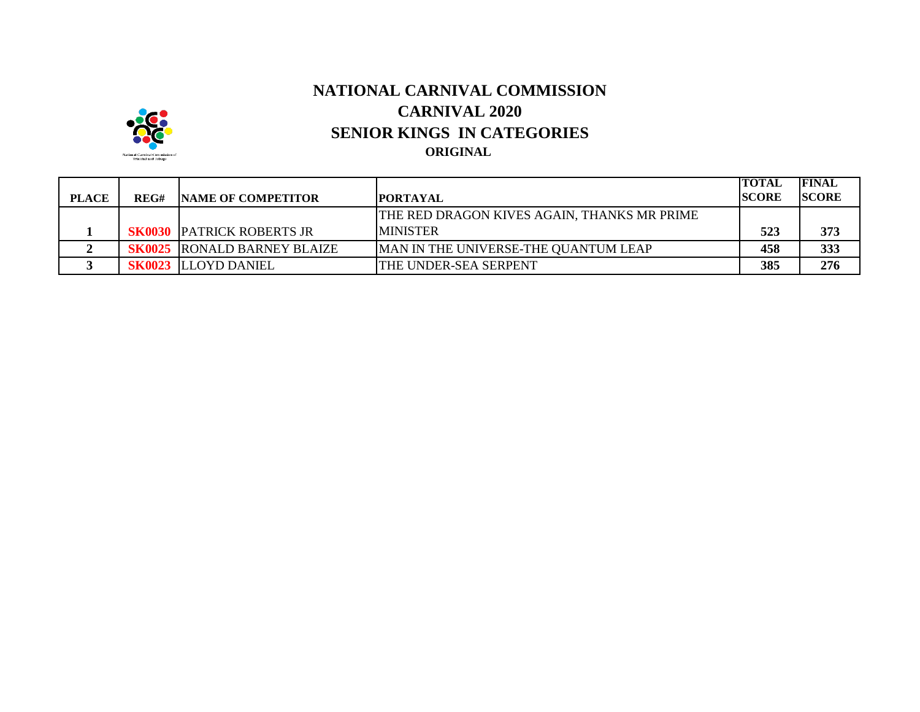# NATIONAL CARNIVAL COMMISSION

## CARNIVAL 2020

## SENIOR KINGS IN CATEGORIES

### ORIGINAL

| PLACE | REG# | NAME OF COMPETITOR | PORTAYAL | TOTAL SCORE | FINAL SCORE |
|---|---|---|---|---|---|
| 1 | SK0030 | PATRICK ROBERTS JR | THE RED DRAGON KIVES AGAIN, THANKS MR PRIME MINISTER | 523 | 373 |
| 2 | SK0025 | RONALD BARNEY BLAIZE | MAN IN THE UNIVERSE-THE QUANTUM LEAP | 458 | 333 |
| 3 | SK0023 | LLOYD DANIEL | THE UNDER-SEA SERPENT | 385 | 276 |